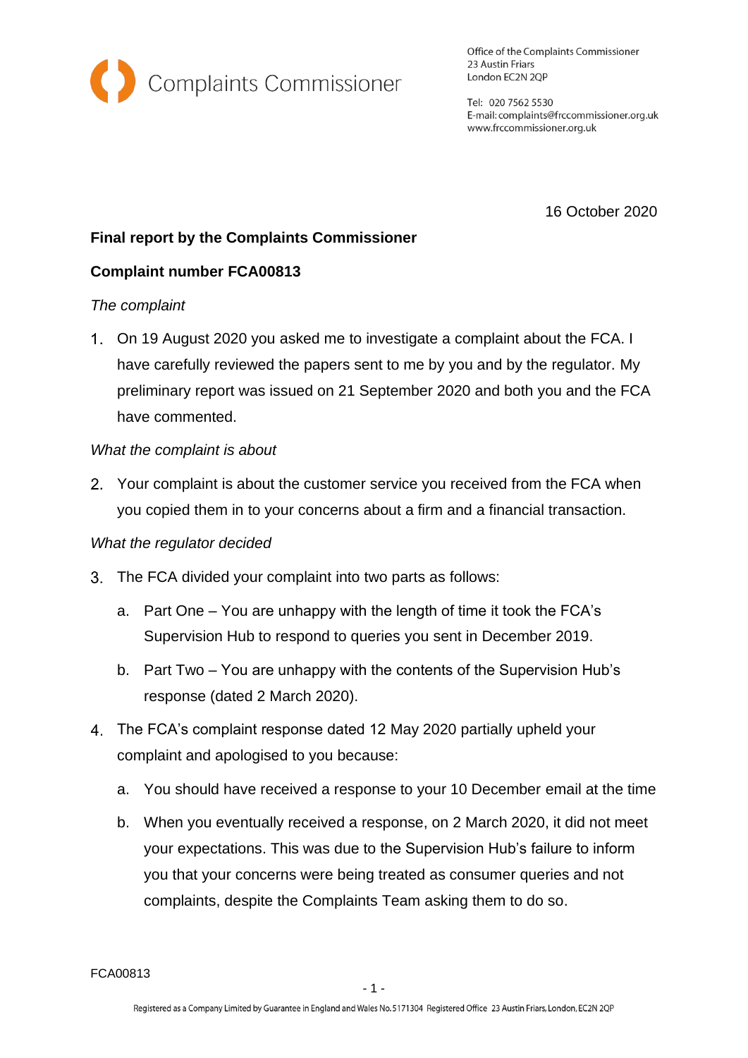Complaints Commissioner

Office of the Complaints Commissioner
23 Austin Friars
London EC2N 2QP

Tel: 020 7562 5530
E-mail: complaints@frccommissioner.org.uk
www.frccommissioner.org.uk

16 October 2020

**Final report by the Complaints Commissioner**

**Complaint number FCA00813**

*The complaint*

1. On 19 August 2020 you asked me to investigate a complaint about the FCA. I have carefully reviewed the papers sent to me by you and by the regulator. My preliminary report was issued on 21 September 2020 and both you and the FCA have commented.

*What the complaint is about*

2. Your complaint is about the customer service you received from the FCA when you copied them in to your concerns about a firm and a financial transaction.

*What the regulator decided*

3. The FCA divided your complaint into two parts as follows:

   a. Part One – You are unhappy with the length of time it took the FCA's Supervision Hub to respond to queries you sent in December 2019.

   b. Part Two – You are unhappy with the contents of the Supervision Hub's response (dated 2 March 2020).

4. The FCA's complaint response dated 12 May 2020 partially upheld your complaint and apologised to you because:

   a. You should have received a response to your 10 December email at the time

   b. When you eventually received a response, on 2 March 2020, it did not meet your expectations. This was due to the Supervision Hub's failure to inform you that your concerns were being treated as consumer queries and not complaints, despite the Complaints Team asking them to do so.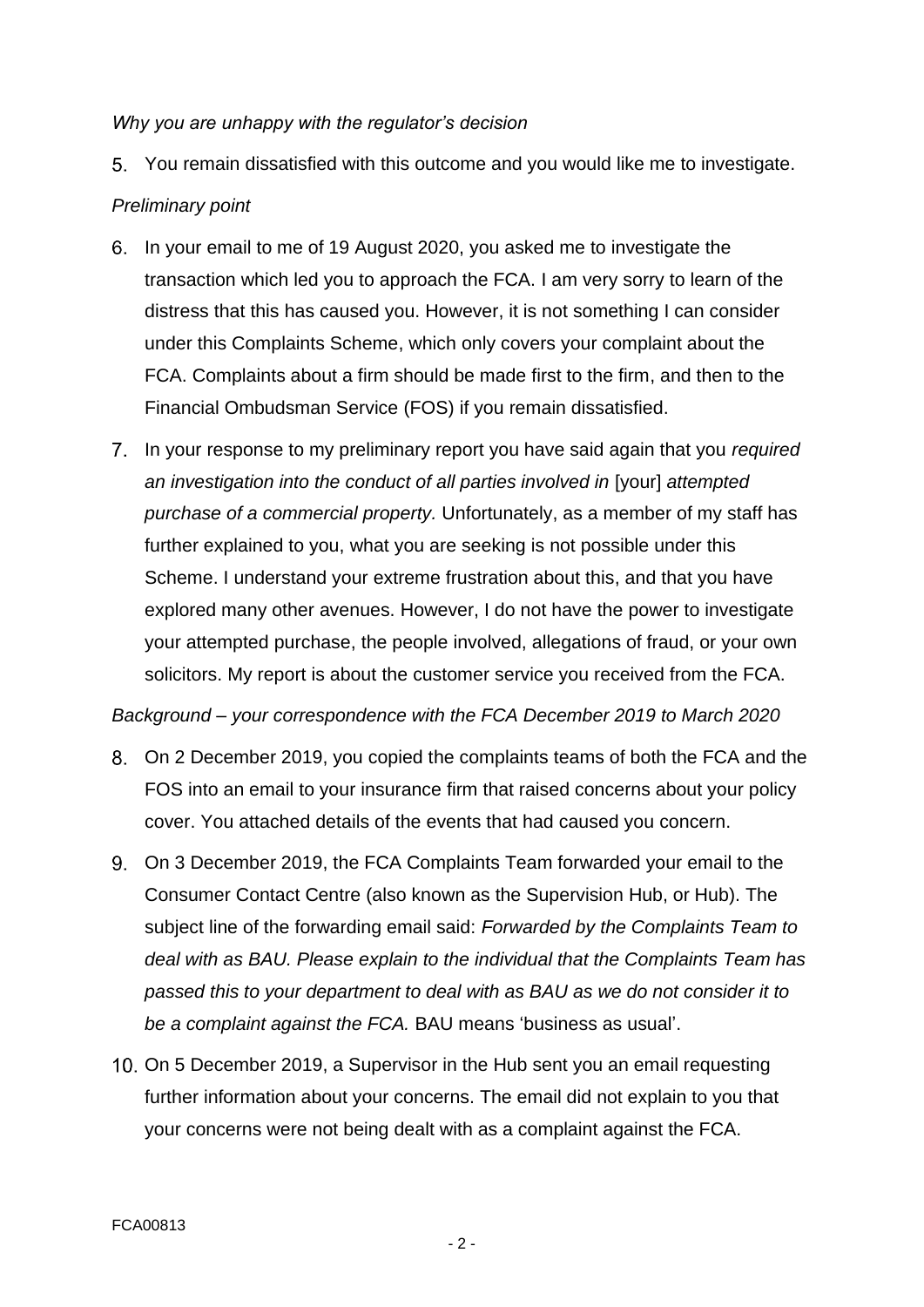*Why you are unhappy with the regulator's decision*

5. You remain dissatisfied with this outcome and you would like me to investigate.

*Preliminary point*

6. In your email to me of 19 August 2020, you asked me to investigate the transaction which led you to approach the FCA. I am very sorry to learn of the distress that this has caused you. However, it is not something I can consider under this Complaints Scheme, which only covers your complaint about the FCA. Complaints about a firm should be made first to the firm, and then to the Financial Ombudsman Service (FOS) if you remain dissatisfied.

7. In your response to my preliminary report you have said again that you *required an investigation into the conduct of all parties involved in* [your] *attempted purchase of a commercial property.* Unfortunately, as a member of my staff has further explained to you, what you are seeking is not possible under this Scheme. I understand your extreme frustration about this, and that you have explored many other avenues. However, I do not have the power to investigate your attempted purchase, the people involved, allegations of fraud, or your own solicitors. My report is about the customer service you received from the FCA.

*Background – your correspondence with the FCA December 2019 to March 2020*

8. On 2 December 2019, you copied the complaints teams of both the FCA and the FOS into an email to your insurance firm that raised concerns about your policy cover. You attached details of the events that had caused you concern.

9. On 3 December 2019, the FCA Complaints Team forwarded your email to the Consumer Contact Centre (also known as the Supervision Hub, or Hub). The subject line of the forwarding email said: *Forwarded by the Complaints Team to deal with as BAU. Please explain to the individual that the Complaints Team has passed this to your department to deal with as BAU as we do not consider it to be a complaint against the FCA.* BAU means 'business as usual'.

10. On 5 December 2019, a Supervisor in the Hub sent you an email requesting further information about your concerns. The email did not explain to you that your concerns were not being dealt with as a complaint against the FCA.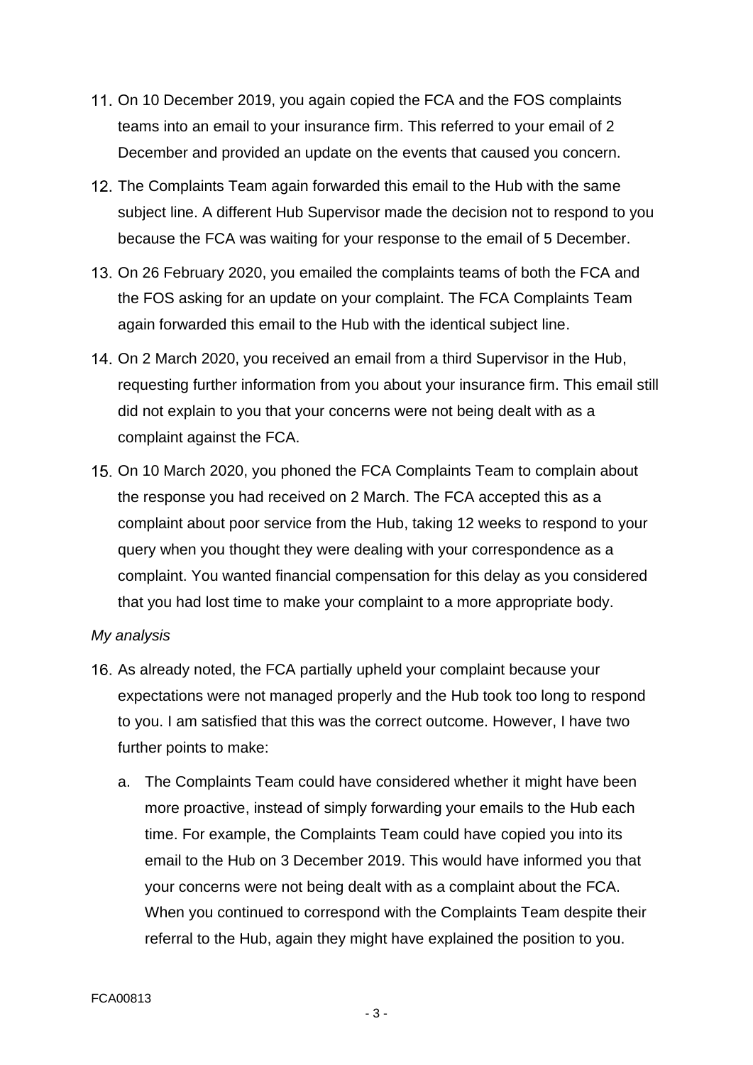11. On 10 December 2019, you again copied the FCA and the FOS complaints teams into an email to your insurance firm. This referred to your email of 2 December and provided an update on the events that caused you concern.

12. The Complaints Team again forwarded this email to the Hub with the same subject line. A different Hub Supervisor made the decision not to respond to you because the FCA was waiting for your response to the email of 5 December.

13. On 26 February 2020, you emailed the complaints teams of both the FCA and the FOS asking for an update on your complaint. The FCA Complaints Team again forwarded this email to the Hub with the identical subject line.

14. On 2 March 2020, you received an email from a third Supervisor in the Hub, requesting further information from you about your insurance firm. This email still did not explain to you that your concerns were not being dealt with as a complaint against the FCA.

15. On 10 March 2020, you phoned the FCA Complaints Team to complain about the response you had received on 2 March. The FCA accepted this as a complaint about poor service from the Hub, taking 12 weeks to respond to your query when you thought they were dealing with your correspondence as a complaint. You wanted financial compensation for this delay as you considered that you had lost time to make your complaint to a more appropriate body.

*My analysis*

16. As already noted, the FCA partially upheld your complaint because your expectations were not managed properly and the Hub took too long to respond to you. I am satisfied that this was the correct outcome. However, I have two further points to make:

    a. The Complaints Team could have considered whether it might have been more proactive, instead of simply forwarding your emails to the Hub each time. For example, the Complaints Team could have copied you into its email to the Hub on 3 December 2019. This would have informed you that your concerns were not being dealt with as a complaint about the FCA. When you continued to correspond with the Complaints Team despite their referral to the Hub, again they might have explained the position to you.

FCA00813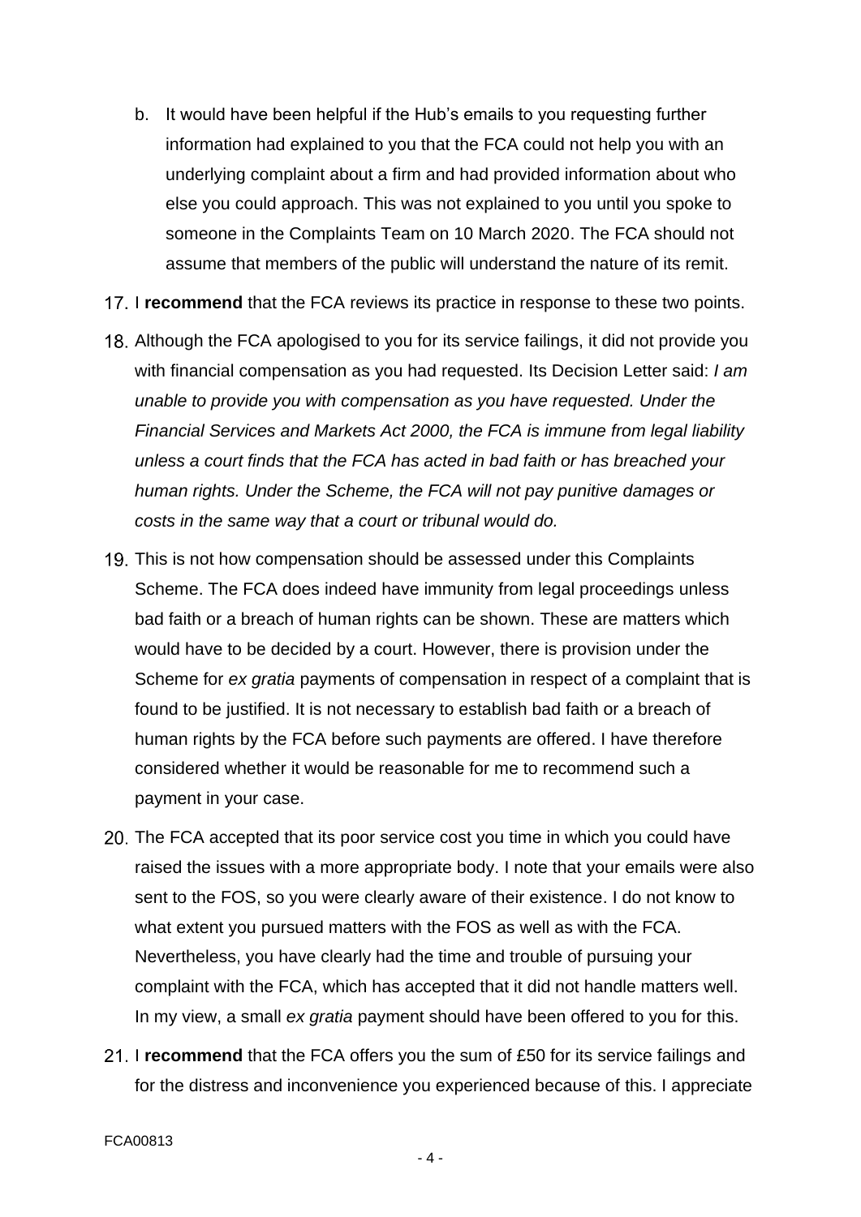b. It would have been helpful if the Hub's emails to you requesting further information had explained to you that the FCA could not help you with an underlying complaint about a firm and had provided information about who else you could approach. This was not explained to you until you spoke to someone in the Complaints Team on 10 March 2020. The FCA should not assume that members of the public will understand the nature of its remit.

17. I **recommend** that the FCA reviews its practice in response to these two points.

18. Although the FCA apologised to you for its service failings, it did not provide you with financial compensation as you had requested. Its Decision Letter said: *I am unable to provide you with compensation as you have requested. Under the Financial Services and Markets Act 2000, the FCA is immune from legal liability unless a court finds that the FCA has acted in bad faith or has breached your human rights. Under the Scheme, the FCA will not pay punitive damages or costs in the same way that a court or tribunal would do.*

19. This is not how compensation should be assessed under this Complaints Scheme. The FCA does indeed have immunity from legal proceedings unless bad faith or a breach of human rights can be shown. These are matters which would have to be decided by a court. However, there is provision under the Scheme for *ex gratia* payments of compensation in respect of a complaint that is found to be justified. It is not necessary to establish bad faith or a breach of human rights by the FCA before such payments are offered. I have therefore considered whether it would be reasonable for me to recommend such a payment in your case.

20. The FCA accepted that its poor service cost you time in which you could have raised the issues with a more appropriate body. I note that your emails were also sent to the FOS, so you were clearly aware of their existence. I do not know to what extent you pursued matters with the FOS as well as with the FCA. Nevertheless, you have clearly had the time and trouble of pursuing your complaint with the FCA, which has accepted that it did not handle matters well. In my view, a small *ex gratia* payment should have been offered to you for this.

21. I **recommend** that the FCA offers you the sum of £50 for its service failings and for the distress and inconvenience you experienced because of this. I appreciate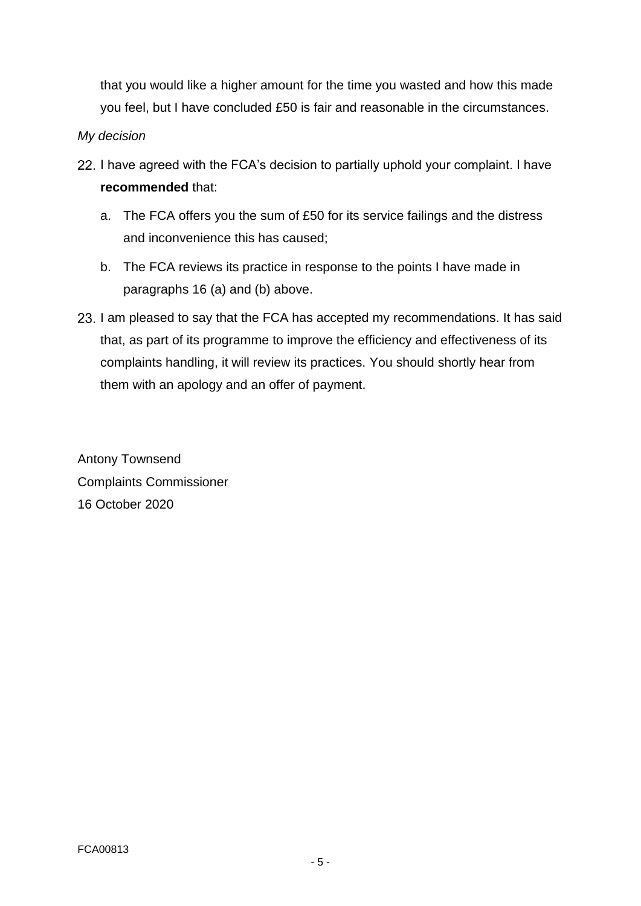that you would like a higher amount for the time you wasted and how this made you feel, but I have concluded £50 is fair and reasonable in the circumstances.

*My decision*

22. I have agreed with the FCA's decision to partially uphold your complaint. I have **recommended** that:

    a. The FCA offers you the sum of £50 for its service failings and the distress and inconvenience this has caused;

    b. The FCA reviews its practice in response to the points I have made in paragraphs 16 (a) and (b) above.

23. I am pleased to say that the FCA has accepted my recommendations. It has said that, as part of its programme to improve the efficiency and effectiveness of its complaints handling, it will review its practices. You should shortly hear from them with an apology and an offer of payment.

Antony Townsend
Complaints Commissioner
16 October 2020

FCA00813